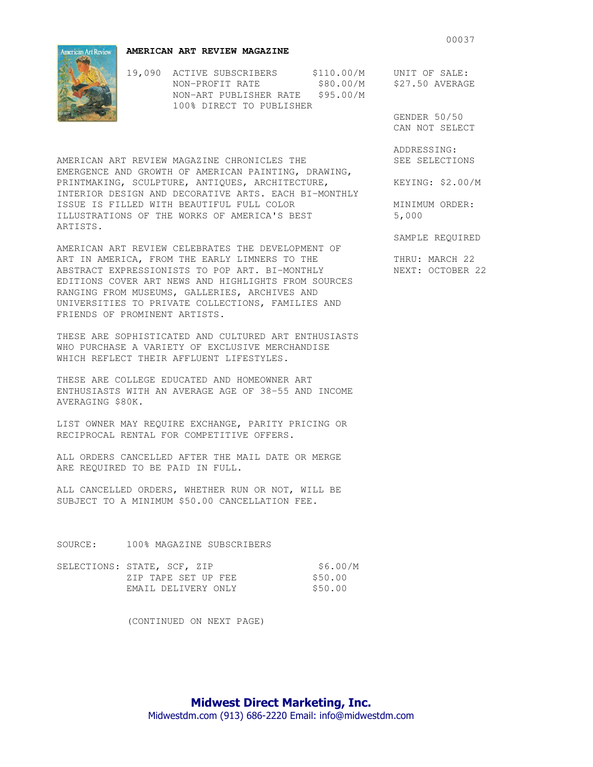# AMERICAN ART REVIEW MAGAZINE

| | | |
|---|---|---|
| 19,090 | ACTIVE SUBSCRIBERS | $110.00/M |
| | NON-PROFIT RATE | $80.00/M |
| | NON-ART PUBLISHER RATE | $95.00/M |
| | 100% DIRECT TO PUBLISHER | |

UNIT OF SALE:
$27.50 AVERAGE

GENDER 50/50
CAN NOT SELECT

ADDRESSING:
SEE SELECTIONS

KEYING: $2.00/M

MINIMUM ORDER:
5,000

SAMPLE REQUIRED

THRU: MARCH 22
NEXT: OCTOBER 22

AMERICAN ART REVIEW MAGAZINE CHRONICLES THE EMERGENCE AND GROWTH OF AMERICAN PAINTING, DRAWING, PRINTMAKING, SCULPTURE, ANTIQUES, ARCHITECTURE, INTERIOR DESIGN AND DECORATIVE ARTS. EACH BI-MONTHLY ISSUE IS FILLED WITH BEAUTIFUL FULL COLOR ILLUSTRATIONS OF THE WORKS OF AMERICA'S BEST ARTISTS.

AMERICAN ART REVIEW CELEBRATES THE DEVELOPMENT OF ART IN AMERICA, FROM THE EARLY LIMNERS TO THE ABSTRACT EXPRESSIONISTS TO POP ART. BI-MONTHLY EDITIONS COVER ART NEWS AND HIGHLIGHTS FROM SOURCES RANGING FROM MUSEUMS, GALLERIES, ARCHIVES AND UNIVERSITIES TO PRIVATE COLLECTIONS, FAMILIES AND FRIENDS OF PROMINENT ARTISTS.

THESE ARE SOPHISTICATED AND CULTURED ART ENTHUSIASTS WHO PURCHASE A VARIETY OF EXCLUSIVE MERCHANDISE WHICH REFLECT THEIR AFFLUENT LIFESTYLES.

THESE ARE COLLEGE EDUCATED AND HOMEOWNER ART ENTHUSIASTS WITH AN AVERAGE AGE OF 38-55 AND INCOME AVERAGING $80K.

LIST OWNER MAY REQUIRE EXCHANGE, PARITY PRICING OR RECIPROCAL RENTAL FOR COMPETITIVE OFFERS.

ALL ORDERS CANCELLED AFTER THE MAIL DATE OR MERGE ARE REQUIRED TO BE PAID IN FULL.

ALL CANCELLED ORDERS, WHETHER RUN OR NOT, WILL BE SUBJECT TO A MINIMUM $50.00 CANCELLATION FEE.

SOURCE: 100% MAGAZINE SUBSCRIBERS

| | | |
|---|---|---|
| SELECTIONS: | STATE, SCF, ZIP | $6.00/M |
| | ZIP TAPE SET UP FEE | $50.00 |
| | EMAIL DELIVERY ONLY | $50.00 |

(CONTINUED ON NEXT PAGE)

**Midwest Direct Marketing, Inc.**
Midwestdm.com (913) 686-2220 Email: info@midwestdm.com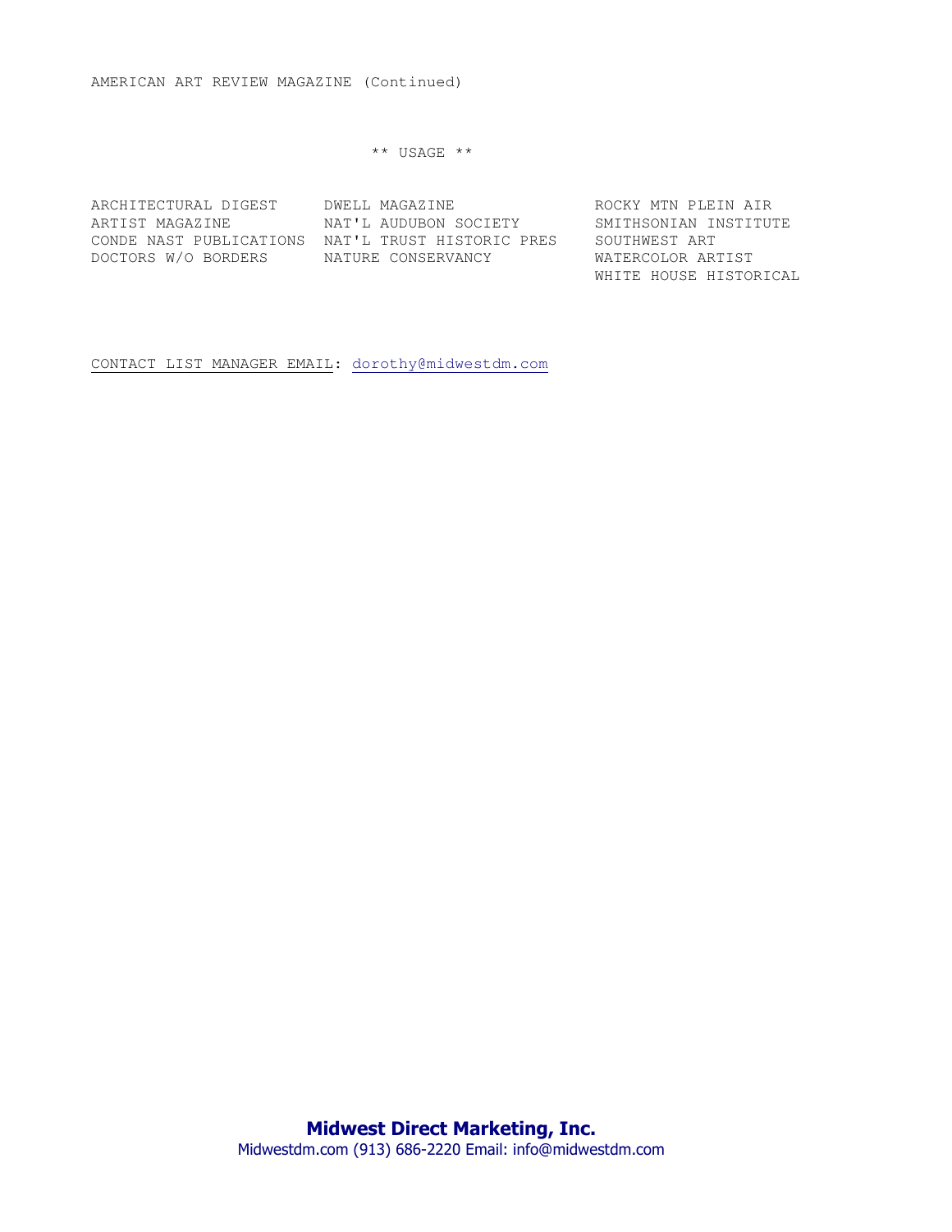AMERICAN ART REVIEW MAGAZINE (Continued)

** USAGE **

| | | |
|---|---|---|
| ARCHITECTURAL DIGEST | DWELL MAGAZINE | ROCKY MTN PLEIN AIR |
| ARTIST MAGAZINE | NAT'L AUDUBON SOCIETY | SMITHSONIAN INSTITUTE |
| CONDE NAST PUBLICATIONS | NAT'L TRUST HISTORIC PRES | SOUTHWEST ART |
| DOCTORS W/O BORDERS | NATURE CONSERVANCY | WATERCOLOR ARTIST |
| | | WHITE HOUSE HISTORICAL |

CONTACT LIST MANAGER EMAIL: dorothy@midwestdm.com

**Midwest Direct Marketing, Inc.**
Midwestdm.com (913) 686-2220 Email: info@midwestdm.com